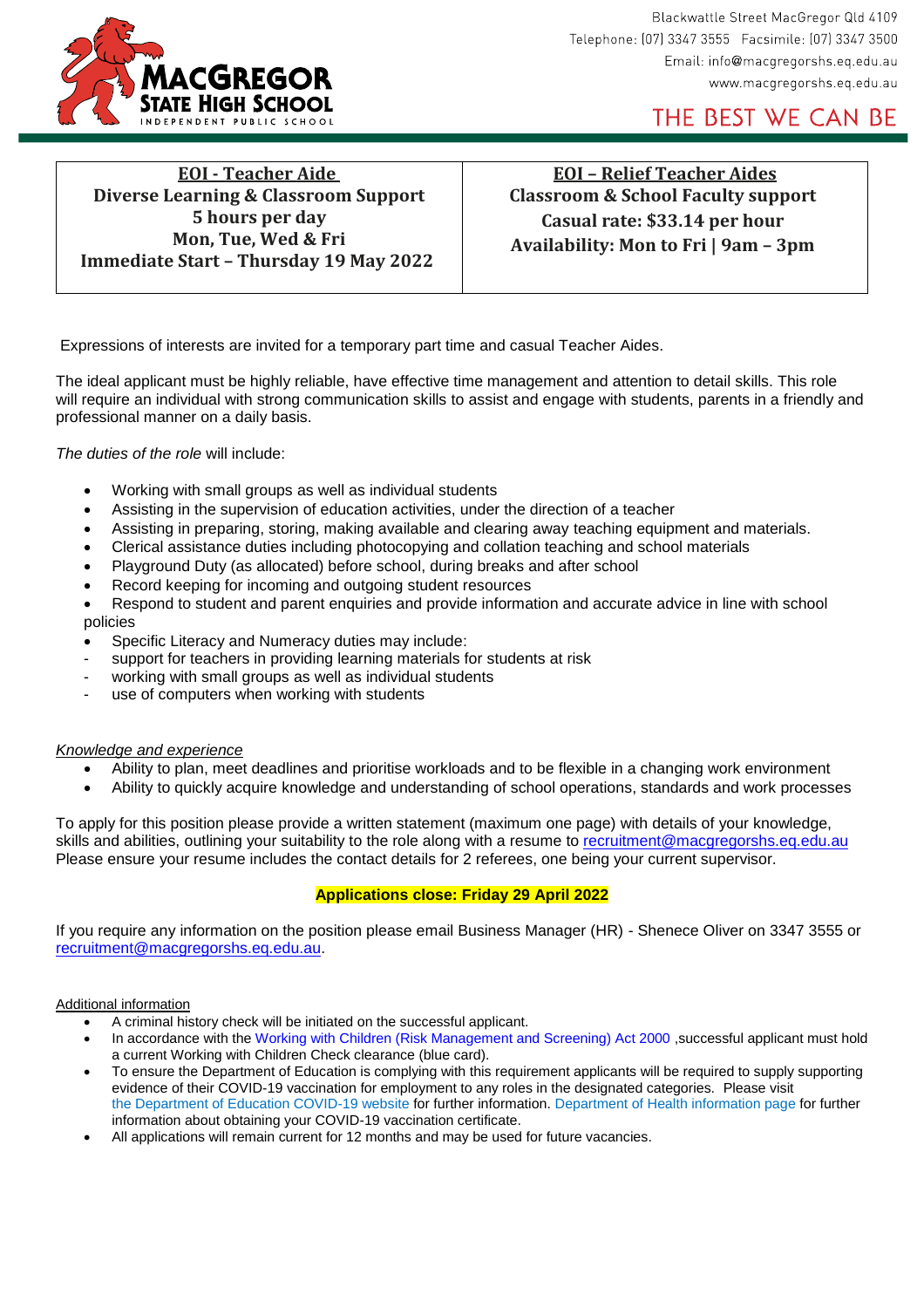**MacGregor State High School** — Independent Public School

Blackwattle Street MacGregor Qld 4109
Telephone: (07) 3347 3555 Facsimile: (07) 3347 3500
Email: info@macgregorshs.eq.edu.au
www.macgregorshs.eq.edu.au

THE BEST WE CAN BE

| **EOI - Teacher Aide**<br>**Diverse Learning & Classroom Support**<br>**5 hours per day**<br>**Mon, Tue, Wed & Fri**<br>**Immediate Start – Thursday 19 May 2022** | **EOI – Relief Teacher Aides**<br>**Classroom & School Faculty support**<br>**Casual rate: $33.14 per hour**<br>**Availability: Mon to Fri \| 9am – 3pm** |
|---|---|

Expressions of interests are invited for a temporary part time and casual Teacher Aides.

The ideal applicant must be highly reliable, have effective time management and attention to detail skills. This role will require an individual with strong communication skills to assist and engage with students, parents in a friendly and professional manner on a daily basis.

*The duties of the role* will include:

- Working with small groups as well as individual students
- Assisting in the supervision of education activities, under the direction of a teacher
- Assisting in preparing, storing, making available and clearing away teaching equipment and materials.
- Clerical assistance duties including photocopying and collation teaching and school materials
- Playground Duty (as allocated) before school, during breaks and after school
- Record keeping for incoming and outgoing student resources
- Respond to student and parent enquiries and provide information and accurate advice in line with school policies
- Specific Literacy and Numeracy duties may include:
  - support for teachers in providing learning materials for students at risk
  - working with small groups as well as individual students
  - use of computers when working with students

*Knowledge and experience*

- Ability to plan, meet deadlines and prioritise workloads and to be flexible in a changing work environment
- Ability to quickly acquire knowledge and understanding of school operations, standards and work processes

To apply for this position please provide a written statement (maximum one page) with details of your knowledge, skills and abilities, outlining your suitability to the role along with a resume to recruitment@macgregorshs.eq.edu.au Please ensure your resume includes the contact details for 2 referees, one being your current supervisor.

**Applications close: Friday 29 April 2022**

If you require any information on the position please email Business Manager (HR) - Shenece Oliver on 3347 3555 or recruitment@macgregorshs.eq.edu.au.

Additional information

- A criminal history check will be initiated on the successful applicant.
- In accordance with the Working with Children (Risk Management and Screening) Act 2000 ,successful applicant must hold a current Working with Children Check clearance (blue card).
- To ensure the Department of Education is complying with this requirement applicants will be required to supply supporting evidence of their COVID-19 vaccination for employment to any roles in the designated categories. Please visit the Department of Education COVID-19 website for further information. Department of Health information page for further information about obtaining your COVID-19 vaccination certificate.
- All applications will remain current for 12 months and may be used for future vacancies.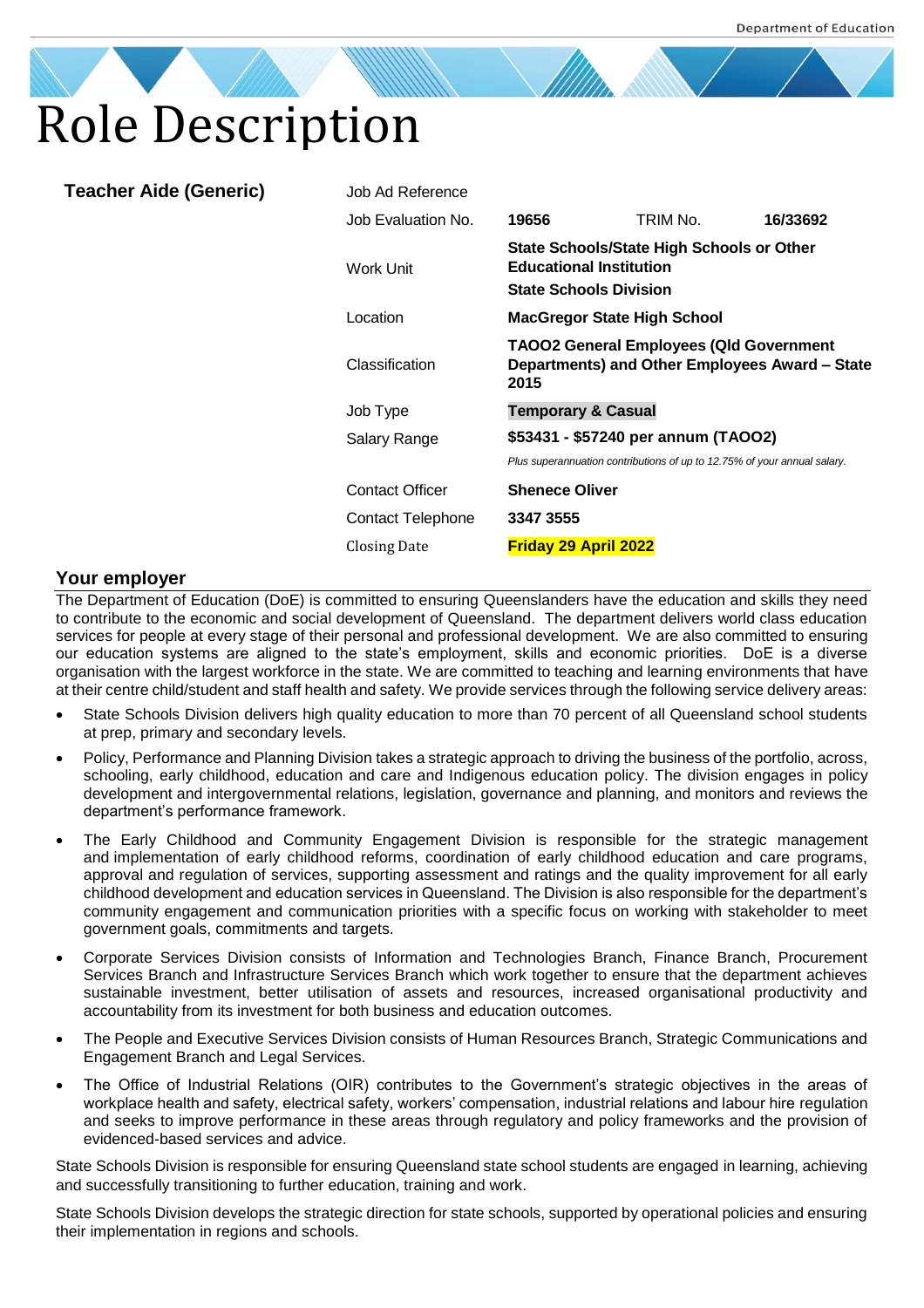# Role Description

**Teacher Aide (Generic)**

| | | | |
|---|---|---|---|
| Job Ad Reference | | | |
| Job Evaluation No. | **19656** | TRIM No. | **16/33692** |
| Work Unit | **State Schools/State High Schools or Other Educational Institution**<br>**State Schools Division** | | |
| Location | **MacGregor State High School** | | |
| Classification | **TAOO2 General Employees (Qld Government Departments) and Other Employees Award – State 2015** | | |
| Job Type | **Temporary & Casual** | | |
| Salary Range | **$53431 - $57240 per annum (TAOO2)**<br>*Plus superannuation contributions of up to 12.75% of your annual salary.* | | |
| Contact Officer | **Shenece Oliver** | | |
| Contact Telephone | **3347 3555** | | |
| Closing Date | **Friday 29 April 2022** | | |

## Your employer

The Department of Education (DoE) is committed to ensuring Queenslanders have the education and skills they need to contribute to the economic and social development of Queensland. The department delivers world class education services for people at every stage of their personal and professional development. We are also committed to ensuring our education systems are aligned to the state's employment, skills and economic priorities. DoE is a diverse organisation with the largest workforce in the state. We are committed to teaching and learning environments that have at their centre child/student and staff health and safety. We provide services through the following service delivery areas:

- State Schools Division delivers high quality education to more than 70 percent of all Queensland school students at prep, primary and secondary levels.
- Policy, Performance and Planning Division takes a strategic approach to driving the business of the portfolio, across, schooling, early childhood, education and care and Indigenous education policy. The division engages in policy development and intergovernmental relations, legislation, governance and planning, and monitors and reviews the department's performance framework.
- The Early Childhood and Community Engagement Division is responsible for the strategic management and implementation of early childhood reforms, coordination of early childhood education and care programs, approval and regulation of services, supporting assessment and ratings and the quality improvement for all early childhood development and education services in Queensland. The Division is also responsible for the department's community engagement and communication priorities with a specific focus on working with stakeholder to meet government goals, commitments and targets.
- Corporate Services Division consists of Information and Technologies Branch, Finance Branch, Procurement Services Branch and Infrastructure Services Branch which work together to ensure that the department achieves sustainable investment, better utilisation of assets and resources, increased organisational productivity and accountability from its investment for both business and education outcomes.
- The People and Executive Services Division consists of Human Resources Branch, Strategic Communications and Engagement Branch and Legal Services.
- The Office of Industrial Relations (OIR) contributes to the Government's strategic objectives in the areas of workplace health and safety, electrical safety, workers' compensation, industrial relations and labour hire regulation and seeks to improve performance in these areas through regulatory and policy frameworks and the provision of evidenced-based services and advice.

State Schools Division is responsible for ensuring Queensland state school students are engaged in learning, achieving and successfully transitioning to further education, training and work.

State Schools Division develops the strategic direction for state schools, supported by operational policies and ensuring their implementation in regions and schools.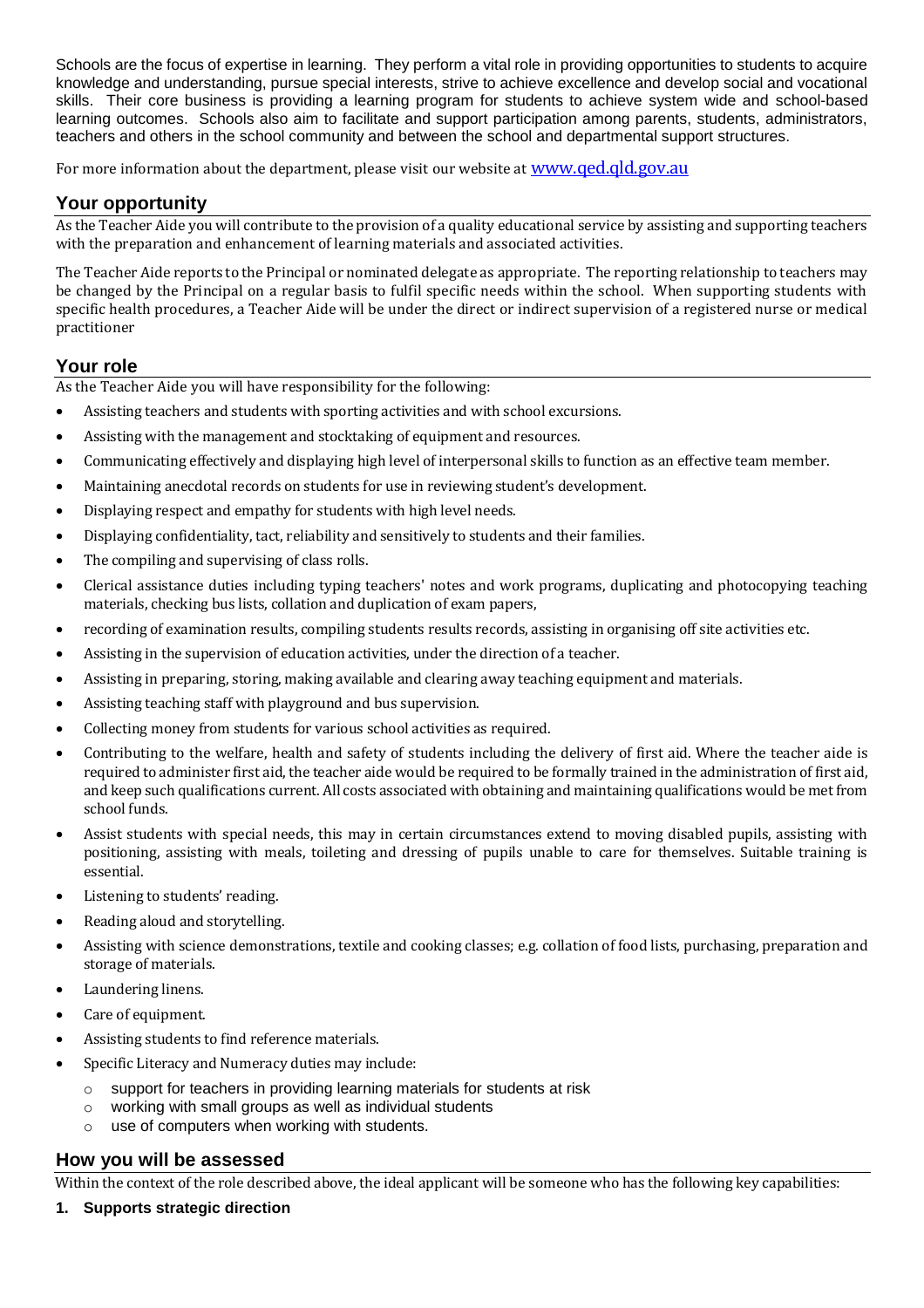Schools are the focus of expertise in learning. They perform a vital role in providing opportunities to students to acquire knowledge and understanding, pursue special interests, strive to achieve excellence and develop social and vocational skills. Their core business is providing a learning program for students to achieve system wide and school-based learning outcomes. Schools also aim to facilitate and support participation among parents, students, administrators, teachers and others in the school community and between the school and departmental support structures.

For more information about the department, please visit our website at www.qed.qld.gov.au

## Your opportunity

As the Teacher Aide you will contribute to the provision of a quality educational service by assisting and supporting teachers with the preparation and enhancement of learning materials and associated activities.

The Teacher Aide reports to the Principal or nominated delegate as appropriate. The reporting relationship to teachers may be changed by the Principal on a regular basis to fulfil specific needs within the school. When supporting students with specific health procedures, a Teacher Aide will be under the direct or indirect supervision of a registered nurse or medical practitioner

## Your role

As the Teacher Aide you will have responsibility for the following:

- Assisting teachers and students with sporting activities and with school excursions.
- Assisting with the management and stocktaking of equipment and resources.
- Communicating effectively and displaying high level of interpersonal skills to function as an effective team member.
- Maintaining anecdotal records on students for use in reviewing student's development.
- Displaying respect and empathy for students with high level needs.
- Displaying confidentiality, tact, reliability and sensitively to students and their families.
- The compiling and supervising of class rolls.
- Clerical assistance duties including typing teachers' notes and work programs, duplicating and photocopying teaching materials, checking bus lists, collation and duplication of exam papers,
- recording of examination results, compiling students results records, assisting in organising off site activities etc.
- Assisting in the supervision of education activities, under the direction of a teacher.
- Assisting in preparing, storing, making available and clearing away teaching equipment and materials.
- Assisting teaching staff with playground and bus supervision.
- Collecting money from students for various school activities as required.
- Contributing to the welfare, health and safety of students including the delivery of first aid. Where the teacher aide is required to administer first aid, the teacher aide would be required to be formally trained in the administration of first aid, and keep such qualifications current. All costs associated with obtaining and maintaining qualifications would be met from school funds.
- Assist students with special needs, this may in certain circumstances extend to moving disabled pupils, assisting with positioning, assisting with meals, toileting and dressing of pupils unable to care for themselves. Suitable training is essential.
- Listening to students' reading.
- Reading aloud and storytelling.
- Assisting with science demonstrations, textile and cooking classes; e.g. collation of food lists, purchasing, preparation and storage of materials.
- Laundering linens.
- Care of equipment.
- Assisting students to find reference materials.
- Specific Literacy and Numeracy duties may include:
  - support for teachers in providing learning materials for students at risk
  - working with small groups as well as individual students
  - use of computers when working with students.

## How you will be assessed

Within the context of the role described above, the ideal applicant will be someone who has the following key capabilities:

**1. Supports strategic direction**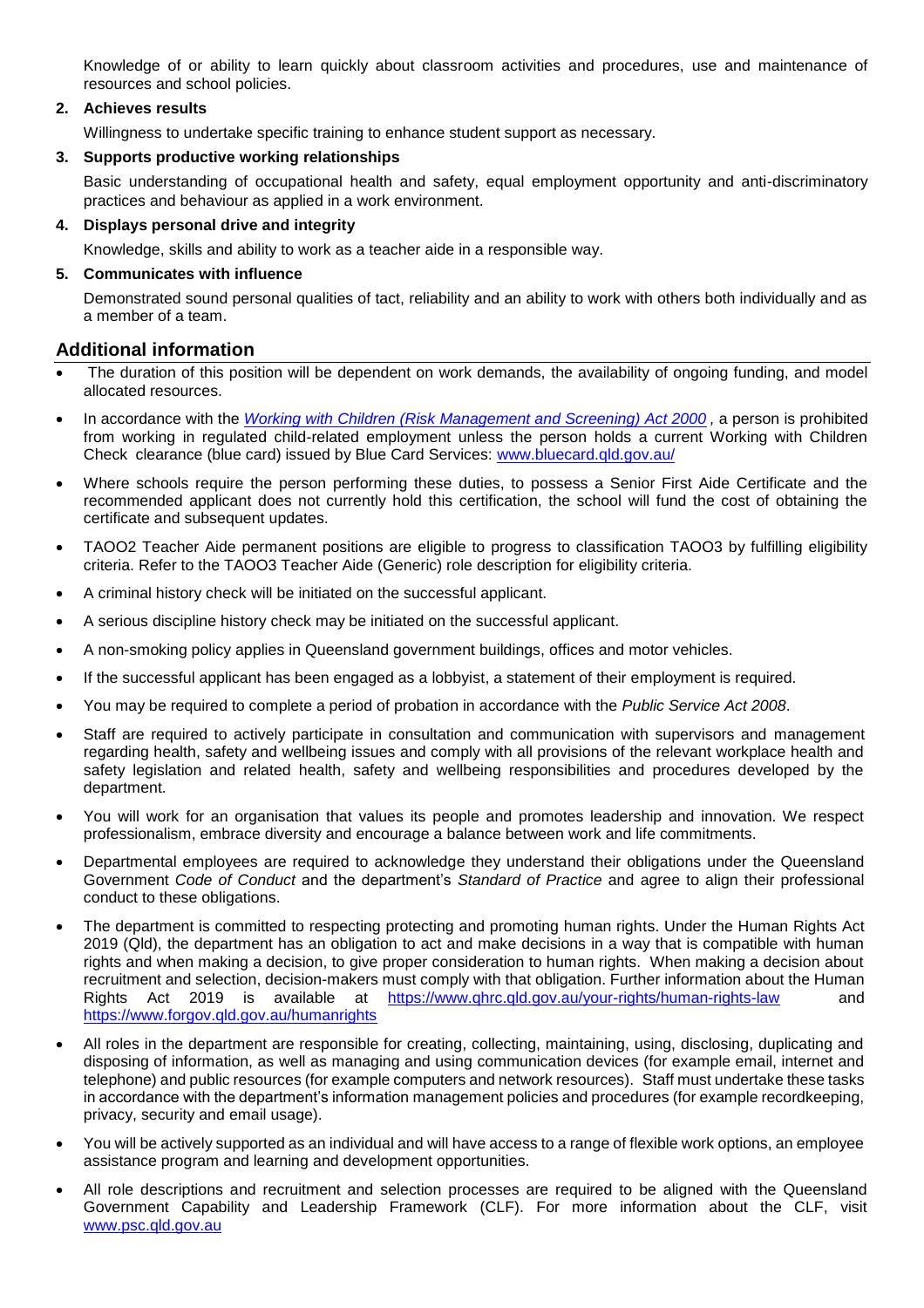Knowledge of or ability to learn quickly about classroom activities and procedures, use and maintenance of resources and school policies.

**2. Achieves results**

Willingness to undertake specific training to enhance student support as necessary.

**3. Supports productive working relationships**

Basic understanding of occupational health and safety, equal employment opportunity and anti-discriminatory practices and behaviour as applied in a work environment.

**4. Displays personal drive and integrity**

Knowledge, skills and ability to work as a teacher aide in a responsible way.

**5. Communicates with influence**

Demonstrated sound personal qualities of tact, reliability and an ability to work with others both individually and as a member of a team.

## Additional information

- The duration of this position will be dependent on work demands, the availability of ongoing funding, and model allocated resources.
- In accordance with the *Working with Children (Risk Management and Screening) Act 2000* , a person is prohibited from working in regulated child-related employment unless the person holds a current Working with Children Check clearance (blue card) issued by Blue Card Services: www.bluecard.qld.gov.au/
- Where schools require the person performing these duties, to possess a Senior First Aide Certificate and the recommended applicant does not currently hold this certification, the school will fund the cost of obtaining the certificate and subsequent updates.
- TAOO2 Teacher Aide permanent positions are eligible to progress to classification TAOO3 by fulfilling eligibility criteria. Refer to the TAOO3 Teacher Aide (Generic) role description for eligibility criteria.
- A criminal history check will be initiated on the successful applicant.
- A serious discipline history check may be initiated on the successful applicant.
- A non-smoking policy applies in Queensland government buildings, offices and motor vehicles.
- If the successful applicant has been engaged as a lobbyist, a statement of their employment is required.
- You may be required to complete a period of probation in accordance with the *Public Service Act 2008*.
- Staff are required to actively participate in consultation and communication with supervisors and management regarding health, safety and wellbeing issues and comply with all provisions of the relevant workplace health and safety legislation and related health, safety and wellbeing responsibilities and procedures developed by the department.
- You will work for an organisation that values its people and promotes leadership and innovation. We respect professionalism, embrace diversity and encourage a balance between work and life commitments.
- Departmental employees are required to acknowledge they understand their obligations under the Queensland Government *Code of Conduct* and the department's *Standard of Practice* and agree to align their professional conduct to these obligations.
- The department is committed to respecting protecting and promoting human rights. Under the Human Rights Act 2019 (Qld), the department has an obligation to act and make decisions in a way that is compatible with human rights and when making a decision, to give proper consideration to human rights. When making a decision about recruitment and selection, decision-makers must comply with that obligation. Further information about the Human Rights Act 2019 is available at https://www.qhrc.qld.gov.au/your-rights/human-rights-law and https://www.forgov.qld.gov.au/humanrights
- All roles in the department are responsible for creating, collecting, maintaining, using, disclosing, duplicating and disposing of information, as well as managing and using communication devices (for example email, internet and telephone) and public resources (for example computers and network resources). Staff must undertake these tasks in accordance with the department's information management policies and procedures (for example recordkeeping, privacy, security and email usage).
- You will be actively supported as an individual and will have access to a range of flexible work options, an employee assistance program and learning and development opportunities.
- All role descriptions and recruitment and selection processes are required to be aligned with the Queensland Government Capability and Leadership Framework (CLF). For more information about the CLF, visit www.psc.qld.gov.au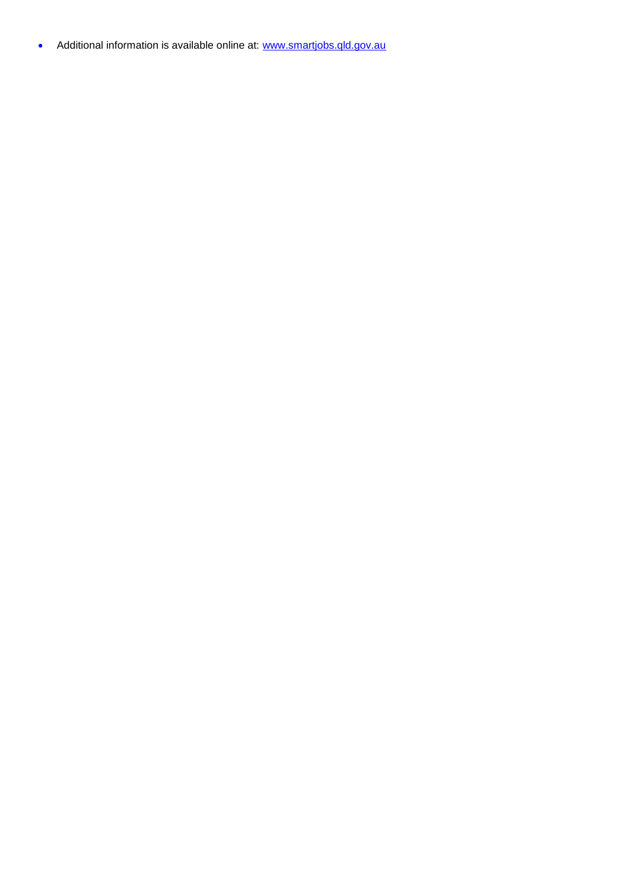- Additional information is available online at: [www.smartjobs.qld.gov.au](http://www.smartjobs.qld.gov.au)